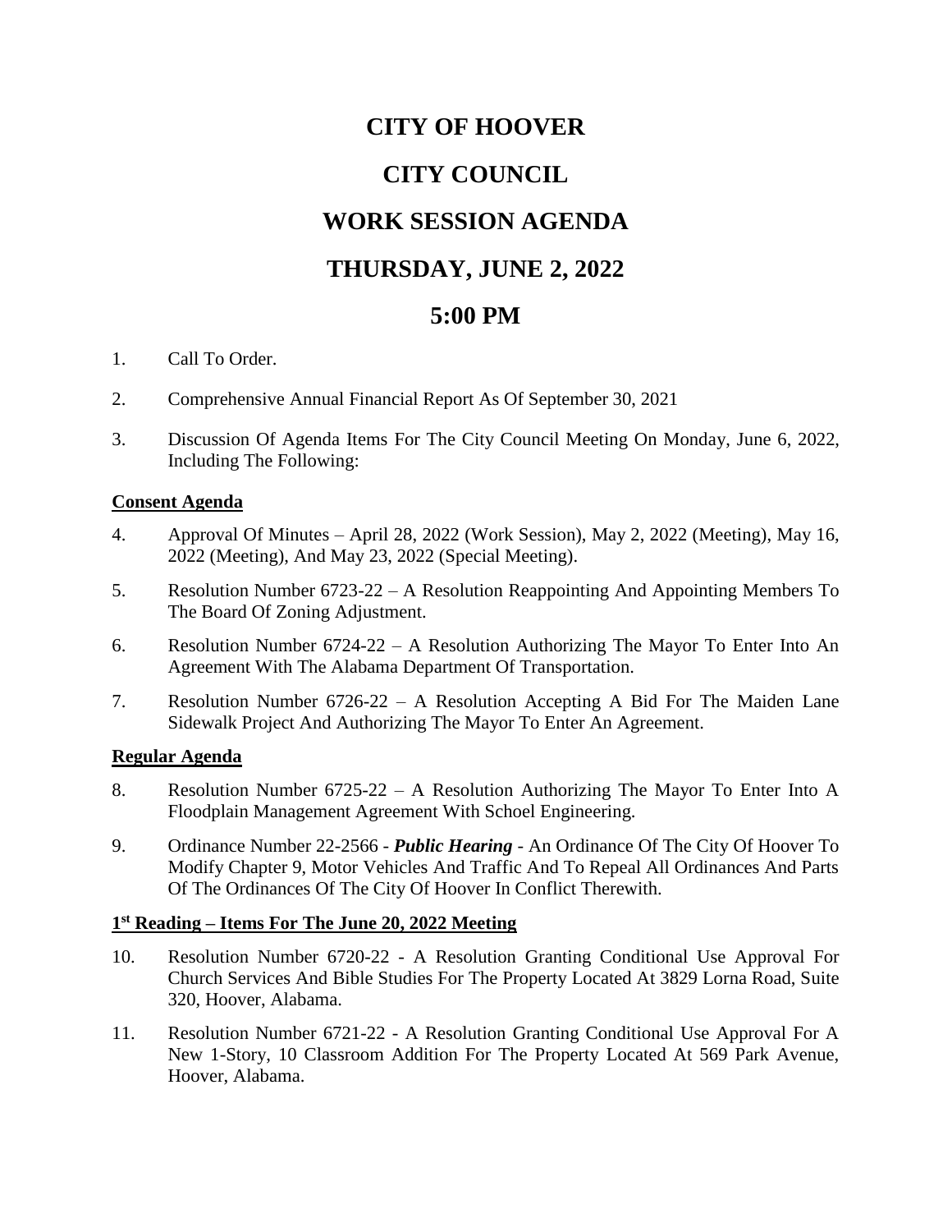# CITY OF HOOVER

# CITY COUNCIL

# WORK SESSION AGENDA

# THURSDAY, JUNE 2, 2022

# 5:00 PM

1. Call To Order.

2. Comprehensive Annual Financial Report As Of September 30, 2021

3. Discussion Of Agenda Items For The City Council Meeting On Monday, June 6, 2022, Including The Following:

**Consent Agenda**

4. Approval Of Minutes – April 28, 2022 (Work Session), May 2, 2022 (Meeting), May 16, 2022 (Meeting), And May 23, 2022 (Special Meeting).

5. Resolution Number 6723-22 – A Resolution Reappointing And Appointing Members To The Board Of Zoning Adjustment.

6. Resolution Number 6724-22 – A Resolution Authorizing The Mayor To Enter Into An Agreement With The Alabama Department Of Transportation.

7. Resolution Number 6726-22 – A Resolution Accepting A Bid For The Maiden Lane Sidewalk Project And Authorizing The Mayor To Enter An Agreement.

**Regular Agenda**

8. Resolution Number 6725-22 – A Resolution Authorizing The Mayor To Enter Into A Floodplain Management Agreement With Schoel Engineering.

9. Ordinance Number 22-2566 - ***Public Hearing*** - An Ordinance Of The City Of Hoover To Modify Chapter 9, Motor Vehicles And Traffic And To Repeal All Ordinances And Parts Of The Ordinances Of The City Of Hoover In Conflict Therewith.

**1st Reading – Items For The June 20, 2022 Meeting**

10. Resolution Number 6720-22 - A Resolution Granting Conditional Use Approval For Church Services And Bible Studies For The Property Located At 3829 Lorna Road, Suite 320, Hoover, Alabama.

11. Resolution Number 6721-22 - A Resolution Granting Conditional Use Approval For A New 1-Story, 10 Classroom Addition For The Property Located At 569 Park Avenue, Hoover, Alabama.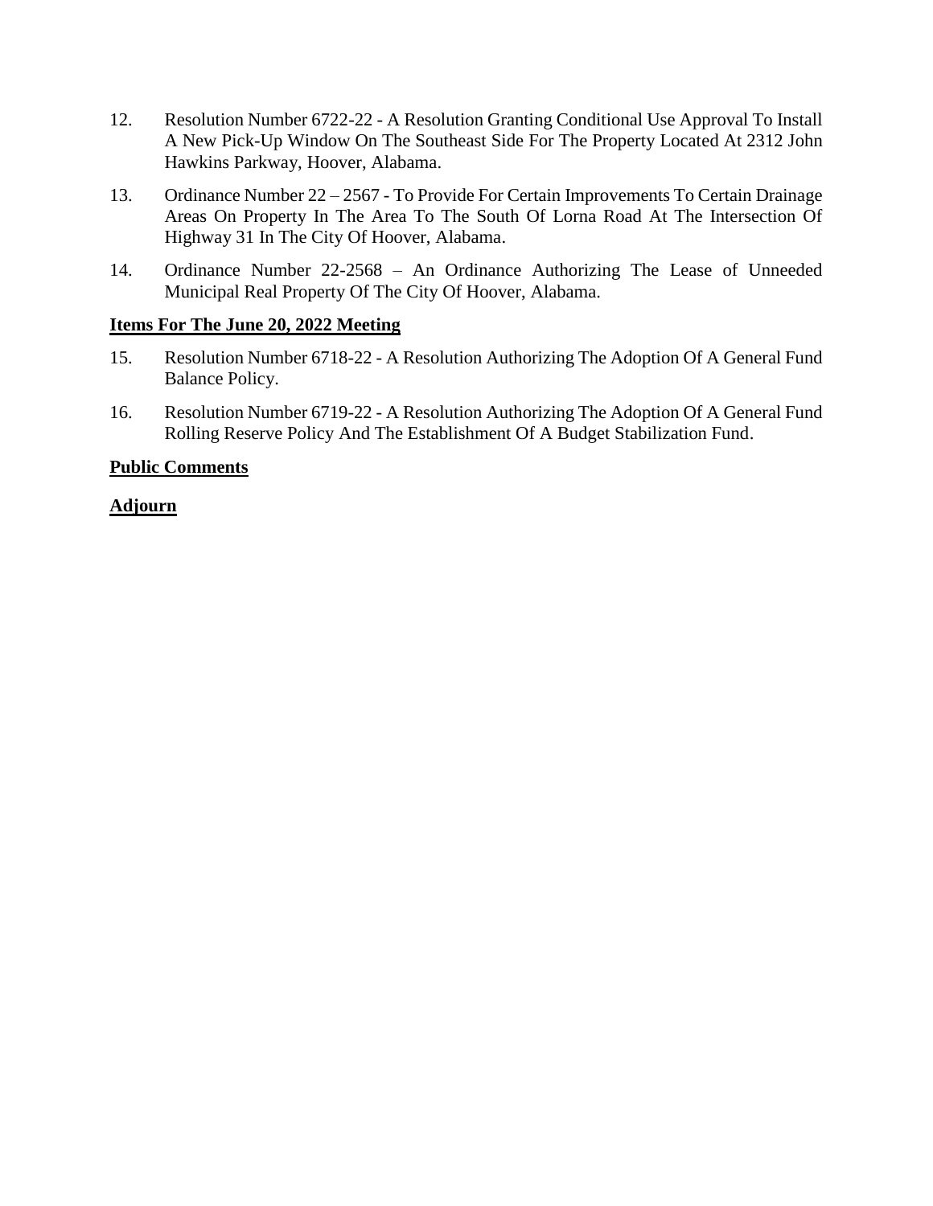12. Resolution Number 6722-22 - A Resolution Granting Conditional Use Approval To Install A New Pick-Up Window On The Southeast Side For The Property Located At 2312 John Hawkins Parkway, Hoover, Alabama.

13. Ordinance Number 22 – 2567 - To Provide For Certain Improvements To Certain Drainage Areas On Property In The Area To The South Of Lorna Road At The Intersection Of Highway 31 In The City Of Hoover, Alabama.

14. Ordinance Number 22-2568 – An Ordinance Authorizing The Lease of Unneeded Municipal Real Property Of The City Of Hoover, Alabama.

**Items For The June 20, 2022 Meeting**

15. Resolution Number 6718-22 - A Resolution Authorizing The Adoption Of A General Fund Balance Policy.

16. Resolution Number 6719-22 - A Resolution Authorizing The Adoption Of A General Fund Rolling Reserve Policy And The Establishment Of A Budget Stabilization Fund.

**Public Comments**

**Adjourn**